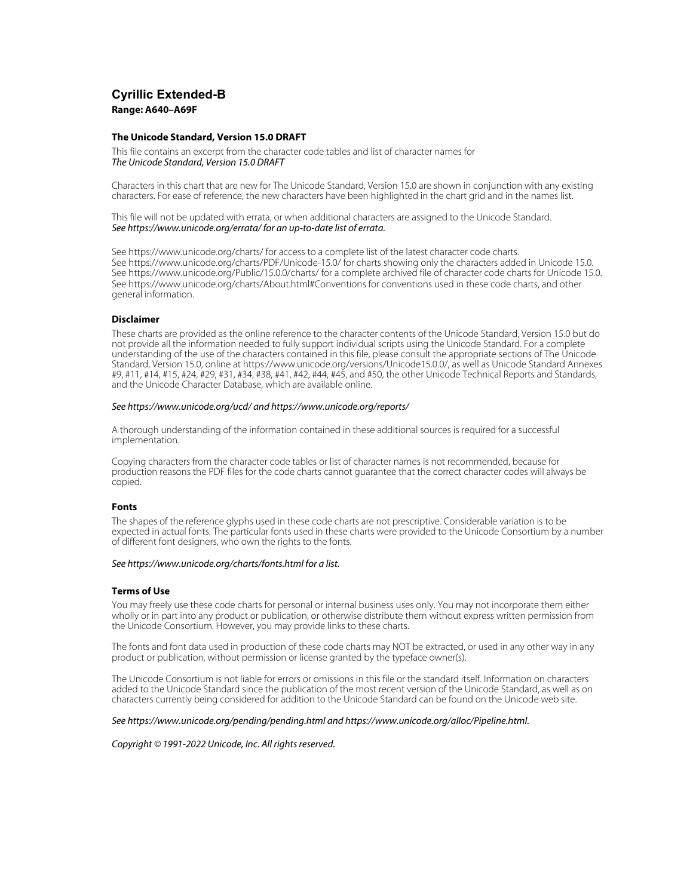# Cyrillic Extended-B

**Range: A640–A69F**

### The Unicode Standard, Version 15.0 DRAFT

This file contains an excerpt from the character code tables and list of character names for
*The Unicode Standard, Version 15.0 DRAFT*

Characters in this chart that are new for The Unicode Standard, Version 15.0 are shown in conjunction with any existing characters. For ease of reference, the new characters have been highlighted in the chart grid and in the names list.

This file will not be updated with errata, or when additional characters are assigned to the Unicode Standard.
*See https://www.unicode.org/errata/ for an up-to-date list of errata.*

See https://www.unicode.org/charts/ for access to a complete list of the latest character code charts.
See https://www.unicode.org/charts/PDF/Unicode-15.0/ for charts showing only the characters added in Unicode 15.0.
See https://www.unicode.org/Public/15.0.0/charts/ for a complete archived file of character code charts for Unicode 15.0.
See https://www.unicode.org/charts/About.html#Conventions for conventions used in these code charts, and other general information.

### Disclaimer

These charts are provided as the online reference to the character contents of the Unicode Standard, Version 15.0 but do not provide all the information needed to fully support individual scripts using the Unicode Standard. For a complete understanding of the use of the characters contained in this file, please consult the appropriate sections of The Unicode Standard, Version 15.0, online at https://www.unicode.org/versions/Unicode15.0.0/, as well as Unicode Standard Annexes #9, #11, #14, #15, #24, #29, #31, #34, #38, #41, #42, #44, #45, and #50, the other Unicode Technical Reports and Standards, and the Unicode Character Database, which are available online.

*See https://www.unicode.org/ucd/ and https://www.unicode.org/reports/*

A thorough understanding of the information contained in these additional sources is required for a successful implementation.

Copying characters from the character code tables or list of character names is not recommended, because for production reasons the PDF files for the code charts cannot guarantee that the correct character codes will always be copied.

### Fonts

The shapes of the reference glyphs used in these code charts are not prescriptive. Considerable variation is to be expected in actual fonts. The particular fonts used in these charts were provided to the Unicode Consortium by a number of different font designers, who own the rights to the fonts.

*See https://www.unicode.org/charts/fonts.html for a list.*

### Terms of Use

You may freely use these code charts for personal or internal business uses only. You may not incorporate them either wholly or in part into any product or publication, or otherwise distribute them without express written permission from the Unicode Consortium. However, you may provide links to these charts.

The fonts and font data used in production of these code charts may NOT be extracted, or used in any other way in any product or publication, without permission or license granted by the typeface owner(s).

The Unicode Consortium is not liable for errors or omissions in this file or the standard itself. Information on characters added to the Unicode Standard since the publication of the most recent version of the Unicode Standard, as well as on characters currently being considered for addition to the Unicode Standard can be found on the Unicode web site.

*See https://www.unicode.org/pending/pending.html and https://www.unicode.org/alloc/Pipeline.html.*

*Copyright © 1991-2022 Unicode, Inc. All rights reserved.*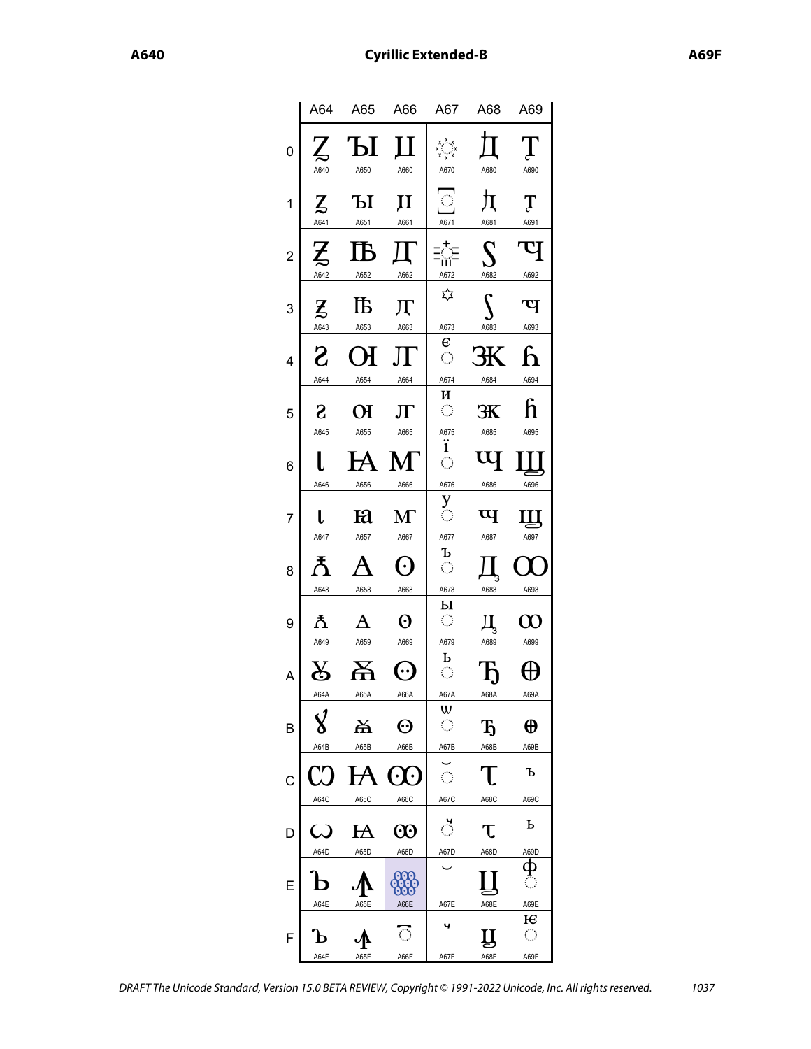# Cyrillic Extended-B

| | A64 | A65 | A66 | A67 | A68 | A69 |
|---|---|---|---|---|---|---|
| 0 | Ꙁ A640 | Ꙑ A650 | Ꙡ A660 | ꙰ A670 | Ꚁ A680 | Ꚑ A690 |
| 1 | ꙁ A641 | ꙑ A651 | ꙡ A661 | ꙱ A671 | ꚁ A681 | ꚑ A691 |
| 2 | Ꙃ A642 | Ꙓ A652 | Ꙣ A662 | ꙲ A672 | Ꚃ A682 | Ꚓ A692 |
| 3 | ꙃ A643 | ꙓ A653 | ꙣ A663 | ꙳ A673 | ꚃ A683 | ꚓ A693 |
| 4 | Ꙅ A644 | Ꙕ A654 | Ꙥ A664 | ꙴ A674 | Ꚅ A684 | Ꚕ A694 |
| 5 | ꙅ A645 | ꙕ A655 | ꙥ A665 | ꙵ A675 | ꚅ A685 | ꚕ A695 |
| 6 | Ꙇ A646 | Ꙗ A656 | Ꙧ A666 | ꙶ A676 | Ꚇ A686 | Ꚗ A696 |
| 7 | ꙇ A647 | ꙗ A657 | ꙧ A667 | ꙷ A677 | ꚇ A687 | ꚗ A697 |
| 8 | Ꙉ A648 | Ꙙ A658 | Ꙩ A668 | ꙸ A678 | Ꚉ A688 | Ꚙ A698 |
| 9 | ꙉ A649 | ꙙ A659 | ꙩ A669 | ꙹ A679 | ꚉ A689 | ꚙ A699 |
| A | Ꙋ A64A | Ꙛ A65A | Ꙫ A66A | ꙺ A67A | Ꚋ A68A | Ꚛ A69A |
| B | ꙋ A64B | ꙛ A65B | ꙫ A66B | ꙻ A67B | ꚋ A68B | ꚛ A69B |
| C | Ꙍ A64C | Ꙝ A65C | Ꙭ A66C | ꙼ A67C | Ꚍ A68C | ꚜ A69C |
| D | ꙍ A64D | ꙝ A65D | ꙭ A66D | ꙽ A67D | ꚍ A68D | ꚝ A69D |
| E | Ꙏ A64E | Ꙟ A65E | ꙮ A66E | ꙾ A67E | Ꚏ A68E | ꚞ A69E |
| F | ꙏ A64F | ꙟ A65F | ꙯ A66F | ꙿ A67F | ꚏ A68F | ꚟ A69F |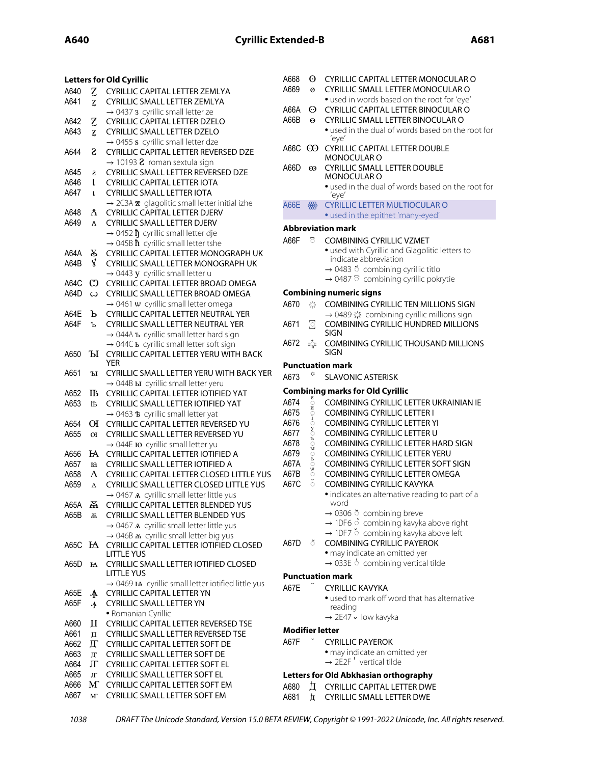## Letters for Old Cyrillic

A640 Ꙁ CYRILLIC CAPITAL LETTER ZEMLYA
A641 ꙁ CYRILLIC SMALL LETTER ZEMLYA
→ 0437 з cyrillic small letter ze
A642 Ꙃ CYRILLIC CAPITAL LETTER DZELO
A643 ꙃ CYRILLIC SMALL LETTER DZELO
→ 0455 ѕ cyrillic small letter dze
A644 Ꙅ CYRILLIC CAPITAL LETTER REVERSED DZE
→ 10193 𐆓 roman sextula sign
A645 ꙅ CYRILLIC SMALL LETTER REVERSED DZE
A646 Ꙇ CYRILLIC CAPITAL LETTER IOTA
A647 ꙇ CYRILLIC SMALL LETTER IOTA
→ 2C3A ⰺ glagolitic small letter initial izhe
A648 Ꙉ CYRILLIC CAPITAL LETTER DJERV
A649 ꙉ CYRILLIC SMALL LETTER DJERV
→ 0452 ђ cyrillic small letter dje
→ 045B ћ cyrillic small letter tshe
A64A Ꙋ CYRILLIC CAPITAL LETTER MONOGRAPH UK
A64B ꙋ CYRILLIC SMALL LETTER MONOGRAPH UK
→ 0443 у cyrillic small letter u
A64C Ꙍ CYRILLIC CAPITAL LETTER BROAD OMEGA
A64D ꙍ CYRILLIC SMALL LETTER BROAD OMEGA
→ 0461 ѡ cyrillic small letter omega
A64E Ꙏ CYRILLIC CAPITAL LETTER NEUTRAL YER
A64F ꙏ CYRILLIC SMALL LETTER NEUTRAL YER
→ 044A ъ cyrillic small letter hard sign
→ 044C ь cyrillic small letter soft sign
A650 Ꙑ CYRILLIC CAPITAL LETTER YERU WITH BACK YER
A651 ꙑ CYRILLIC SMALL LETTER YERU WITH BACK YER
→ 044B ы cyrillic small letter yeru
A652 Ꙓ CYRILLIC CAPITAL LETTER IOTIFIED YAT
A653 ꙓ CYRILLIC SMALL LETTER IOTIFIED YAT
→ 0463 ѣ cyrillic small letter yat
A654 Ꙕ CYRILLIC CAPITAL LETTER REVERSED YU
A655 ꙕ CYRILLIC SMALL LETTER REVERSED YU
→ 044E ю cyrillic small letter yu
A656 Ꙗ CYRILLIC CAPITAL LETTER IOTIFIED A
A657 ꙗ CYRILLIC SMALL LETTER IOTIFIED A
A658 Ꙙ CYRILLIC CAPITAL LETTER CLOSED LITTLE YUS
A659 ꙙ CYRILLIC SMALL LETTER CLOSED LITTLE YUS
→ 0467 ѧ cyrillic small letter little yus
A65A Ꙛ CYRILLIC CAPITAL LETTER BLENDED YUS
A65B ꙛ CYRILLIC SMALL LETTER BLENDED YUS
→ 0467 ѧ cyrillic small letter little yus
→ 046B ѫ cyrillic small letter big yus
A65C Ꙝ CYRILLIC CAPITAL LETTER IOTIFIED CLOSED LITTLE YUS
A65D ꙝ CYRILLIC SMALL LETTER IOTIFIED CLOSED LITTLE YUS
→ 0469 ѩ cyrillic small letter iotified little yus
A65E Ꙟ CYRILLIC CAPITAL LETTER YN
A65F ꙟ CYRILLIC SMALL LETTER YN
• Romanian Cyrillic
A660 Ꙡ CYRILLIC CAPITAL LETTER REVERSED TSE
A661 ꙡ CYRILLIC SMALL LETTER REVERSED TSE
A662 Ꙣ CYRILLIC CAPITAL LETTER SOFT DE
A663 ꙣ CYRILLIC SMALL LETTER SOFT DE
A664 Ꙥ CYRILLIC CAPITAL LETTER SOFT EL
A665 ꙥ CYRILLIC SMALL LETTER SOFT EL
A666 Ꙧ CYRILLIC CAPITAL LETTER SOFT EM
A667 ꙧ CYRILLIC SMALL LETTER SOFT EM
A668 Ꙩ CYRILLIC CAPITAL LETTER MONOCULAR O
A669 ꙩ CYRILLIC SMALL LETTER MONOCULAR O
• used in words based on the root for 'eye'
A66A Ꙫ CYRILLIC CAPITAL LETTER BINOCULAR O
A66B ꙫ CYRILLIC SMALL LETTER BINOCULAR O
• used in the dual of words based on the root for 'eye'
A66C Ꙭ CYRILLIC CAPITAL LETTER DOUBLE MONOCULAR O
A66D ꙭ CYRILLIC SMALL LETTER DOUBLE MONOCULAR O
• used in the dual of words based on the root for 'eye'
A66E ꙮ CYRILLIC LETTER MULTIOCULAR O
• used in the epithet 'many-eyed'

## Abbreviation mark

A66F ꙯ COMBINING CYRILLIC VZMET
• used with Cyrillic and Glagolitic letters to indicate abbreviation
→ 0483 ҃ combining cyrillic titlo
→ 0487 ҇ combining cyrillic pokrytie

## Combining numeric signs

A670 ꙰ COMBINING CYRILLIC TEN MILLIONS SIGN
→ 0489 ҉ combining cyrillic millions sign
A671 ꙱ COMBINING CYRILLIC HUNDRED MILLIONS SIGN
A672 ꙲ COMBINING CYRILLIC THOUSAND MILLIONS SIGN

## Punctuation mark

A673 ꙳ SLAVONIC ASTERISK

## Combining marks for Old Cyrillic

A674 ꙴ COMBINING CYRILLIC LETTER UKRAINIAN IE
A675 ꙵ COMBINING CYRILLIC LETTER I
A676 ꙶ COMBINING CYRILLIC LETTER YI
A677 ꙷ COMBINING CYRILLIC LETTER U
A678 ꙸ COMBINING CYRILLIC LETTER HARD SIGN
A679 ꙹ COMBINING CYRILLIC LETTER YERU
A67A ꙺ COMBINING CYRILLIC LETTER SOFT SIGN
A67B ꙻ COMBINING CYRILLIC LETTER OMEGA
A67C ꙼ COMBINING CYRILLIC KAVYKA
• indicates an alternative reading to part of a word
→ 0306 ̆ combining breve
→ 1DF6 ᷶ combining kavyka above right
→ 1DF7 ᷷ combining kavyka above left
A67D ꙽ COMBINING CYRILLIC PAYEROK
• may indicate an omitted yer
→ 033E ̾ combining vertical tilde

## Punctuation mark

A67E ꙾ CYRILLIC KAVYKA
• used to mark off word that has alternative reading
→ 2E47 ⹇ low kavyka

## Modifier letter

A67F ꙿ CYRILLIC PAYEROK
• may indicate an omitted yer
→ 2E2F ⸯ vertical tilde

## Letters for Old Abkhasian orthography

A680 Ꚁ CYRILLIC CAPITAL LETTER DWE
A681 ꚁ CYRILLIC SMALL LETTER DWE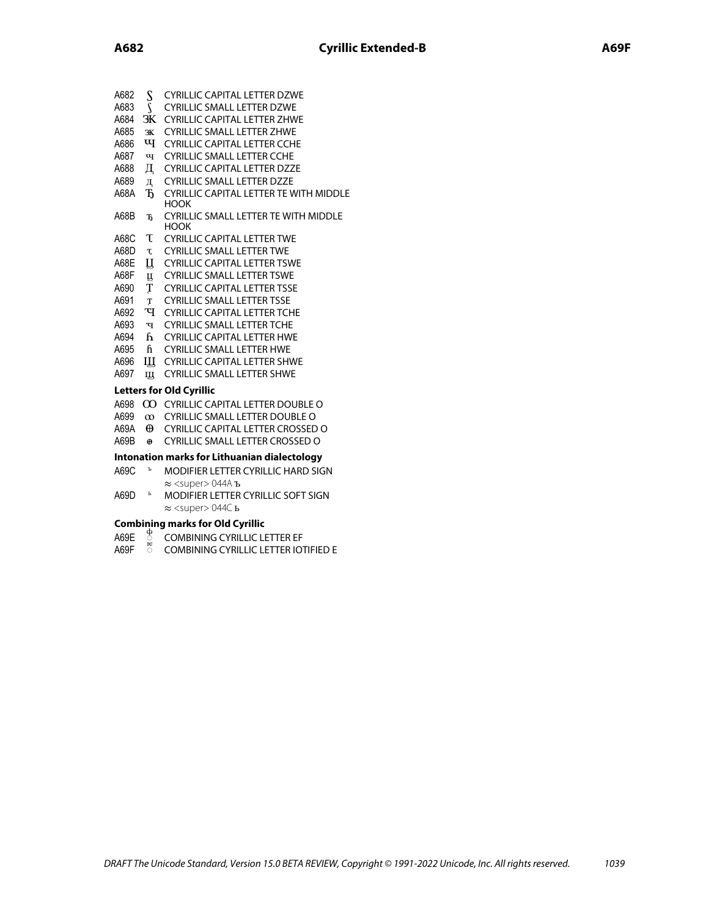A682 Ꚃ CYRILLIC CAPITAL LETTER DZWE
A683 ꚃ CYRILLIC SMALL LETTER DZWE
A684 Ꚅ CYRILLIC CAPITAL LETTER ZHWE
A685 ꚅ CYRILLIC SMALL LETTER ZHWE
A686 Ꚇ CYRILLIC CAPITAL LETTER CCHE
A687 ꚇ CYRILLIC SMALL LETTER CCHE
A688 Ꚉ CYRILLIC CAPITAL LETTER DZZE
A689 ꚉ CYRILLIC SMALL LETTER DZZE
A68A Ꚋ CYRILLIC CAPITAL LETTER TE WITH MIDDLE HOOK
A68B ꚋ CYRILLIC SMALL LETTER TE WITH MIDDLE HOOK
A68C Ꚍ CYRILLIC CAPITAL LETTER TWE
A68D ꚍ CYRILLIC SMALL LETTER TWE
A68E Ꚏ CYRILLIC CAPITAL LETTER TSWE
A68F ꚏ CYRILLIC SMALL LETTER TSWE
A690 Ꚑ CYRILLIC CAPITAL LETTER TSSE
A691 ꚑ CYRILLIC SMALL LETTER TSSE
A692 Ꚓ CYRILLIC CAPITAL LETTER TCHE
A693 ꚓ CYRILLIC SMALL LETTER TCHE
A694 Ꚕ CYRILLIC CAPITAL LETTER HWE
A695 ꚕ CYRILLIC SMALL LETTER HWE
A696 Ꚗ CYRILLIC CAPITAL LETTER SHWE
A697 ꚗ CYRILLIC SMALL LETTER SHWE

**Letters for Old Cyrillic**

A698 Ꚙ CYRILLIC CAPITAL LETTER DOUBLE O
A699 ꚙ CYRILLIC SMALL LETTER DOUBLE O
A69A Ꚛ CYRILLIC CAPITAL LETTER CROSSED O
A69B ꚛ CYRILLIC SMALL LETTER CROSSED O

**Intonation marks for Lithuanian dialectology**

A69C ꚜ MODIFIER LETTER CYRILLIC HARD SIGN
≈ <super> 044A ъ
A69D ꚝ MODIFIER LETTER CYRILLIC SOFT SIGN
≈ <super> 044C ь

**Combining marks for Old Cyrillic**

A69E ◌ꚞ COMBINING CYRILLIC LETTER EF
A69F ◌ꚟ COMBINING CYRILLIC LETTER IOTIFIED E